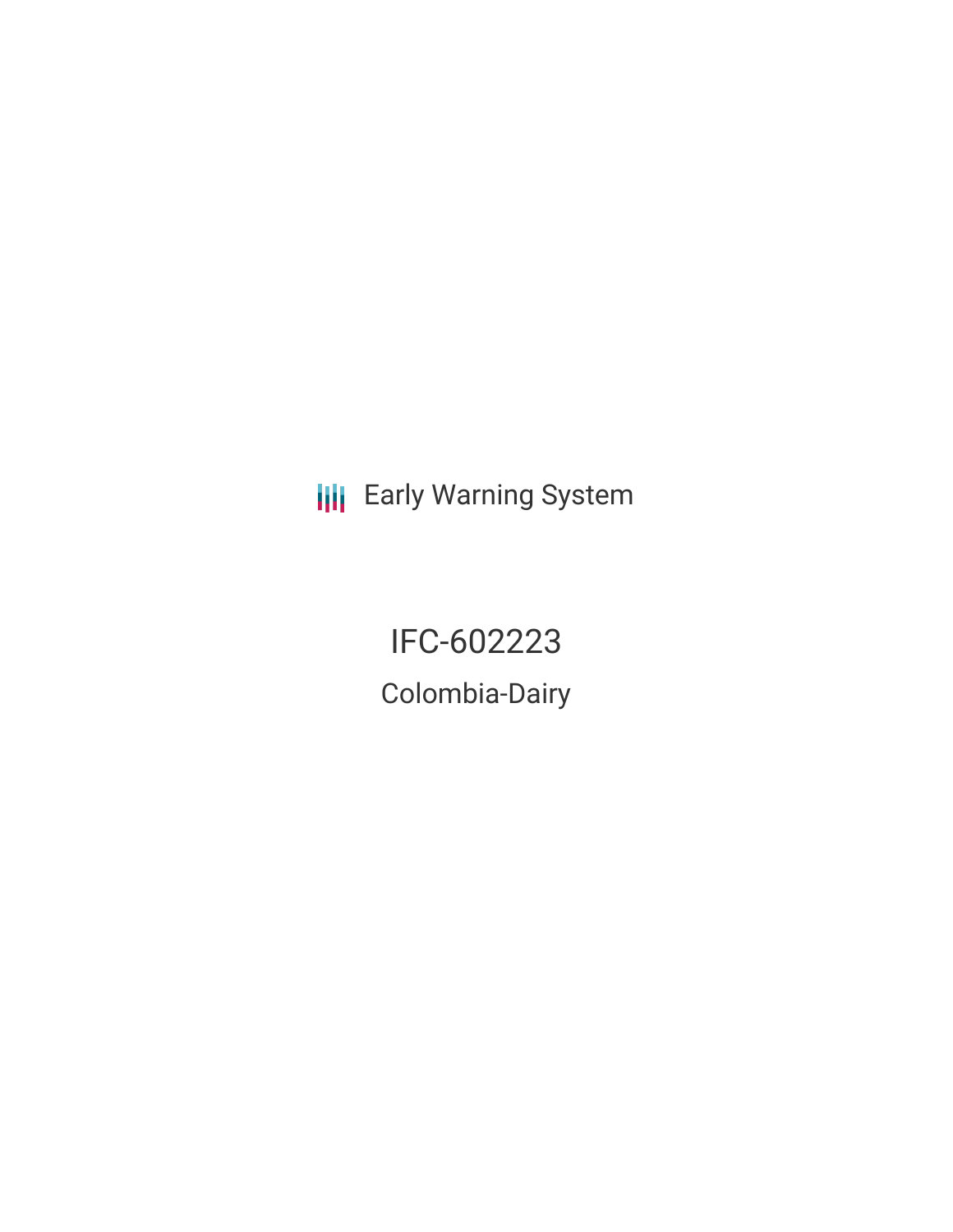Early Warning System

# IFC-602223

## Colombia-Dairy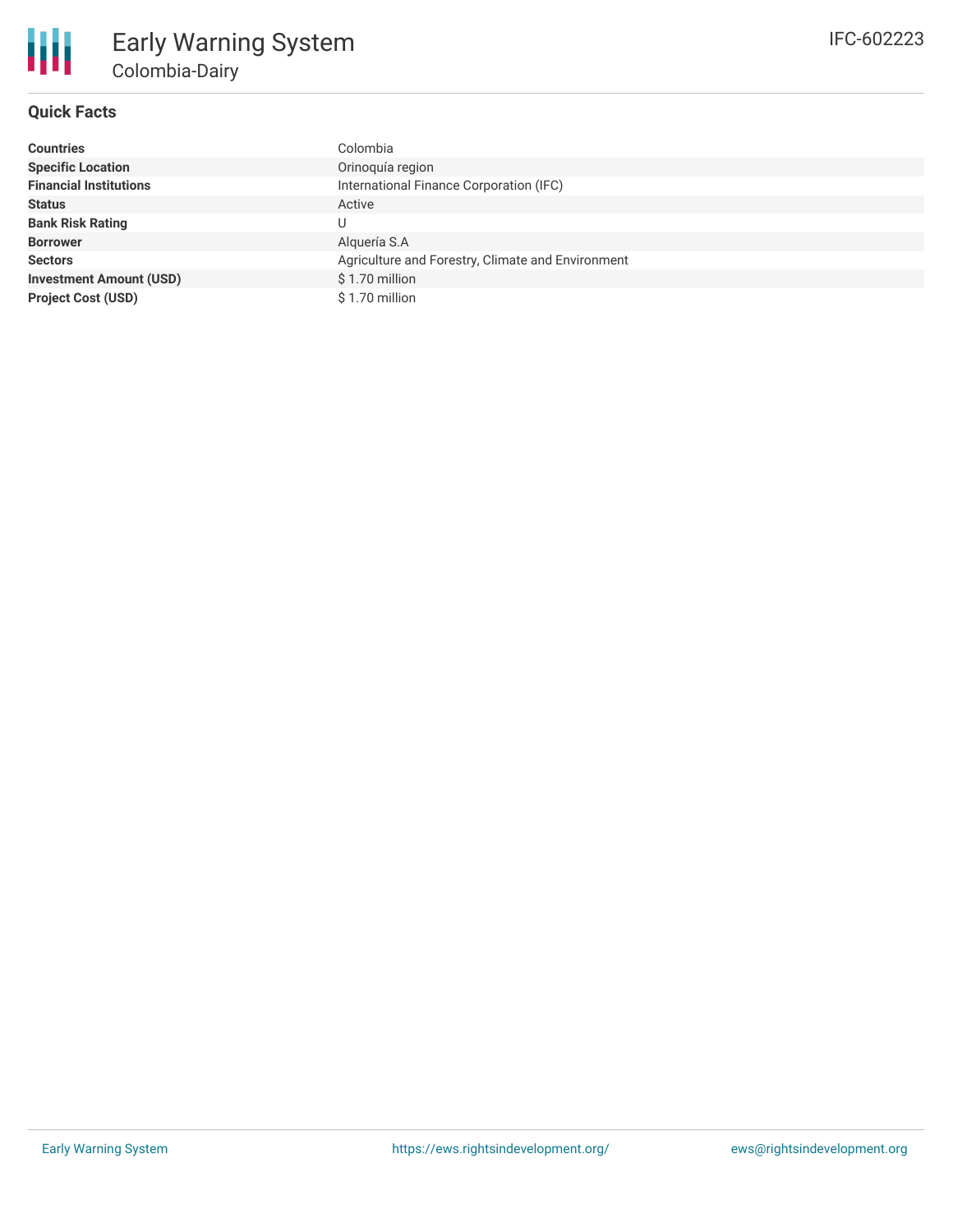# Early Warning System

## Colombia-Dairy

IFC-602223

### Quick Facts

| | |
|---|---|
| **Countries** | Colombia |
| **Specific Location** | Orinoquía region |
| **Financial Institutions** | International Finance Corporation (IFC) |
| **Status** | Active |
| **Bank Risk Rating** | U |
| **Borrower** | Alquería S.A |
| **Sectors** | Agriculture and Forestry, Climate and Environment |
| **Investment Amount (USD)** | $ 1.70 million |
| **Project Cost (USD)** | $ 1.70 million |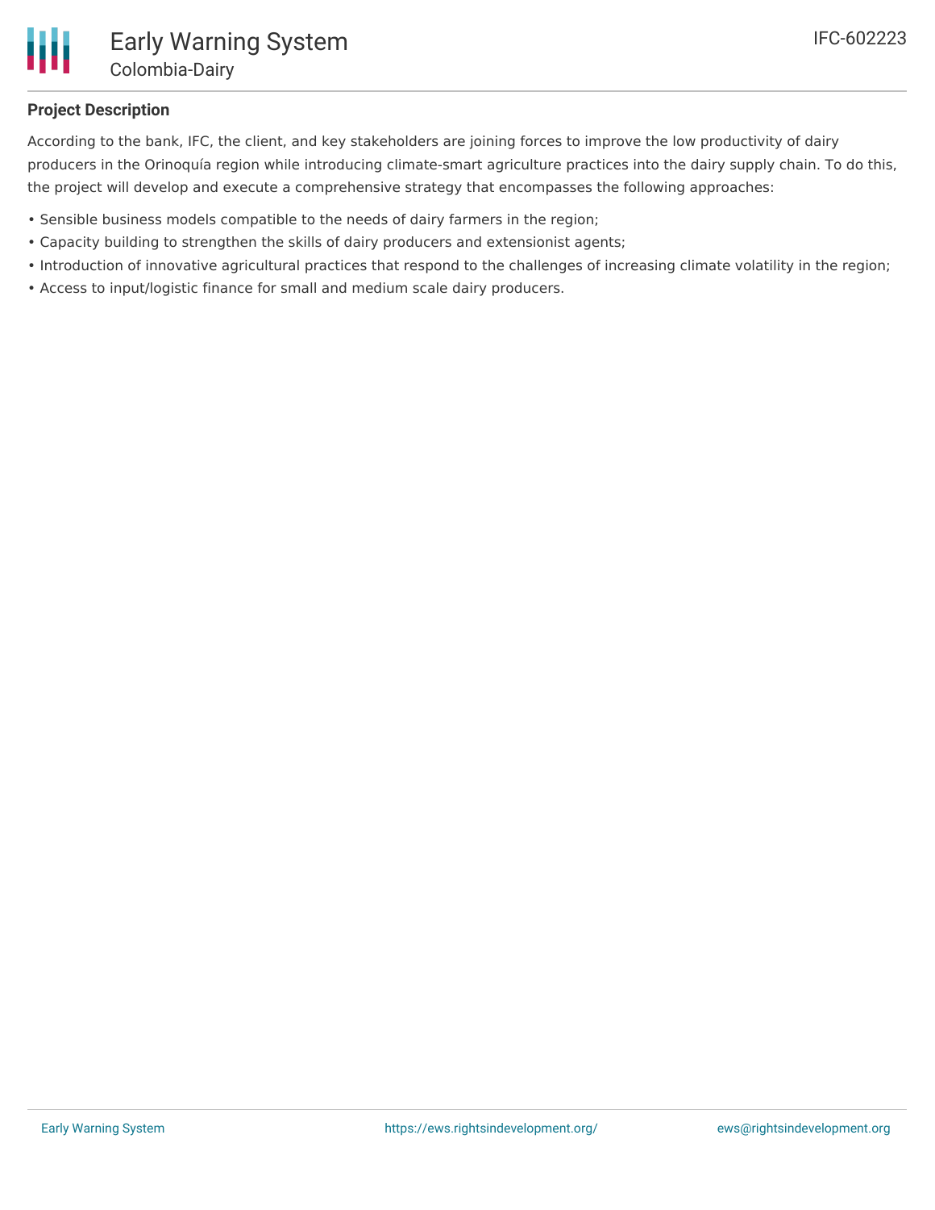## Project Description

According to the bank, IFC, the client, and key stakeholders are joining forces to improve the low productivity of dairy producers in the Orinoquía region while introducing climate-smart agriculture practices into the dairy supply chain. To do this, the project will develop and execute a comprehensive strategy that encompasses the following approaches:

- Sensible business models compatible to the needs of dairy farmers in the region;
- Capacity building to strengthen the skills of dairy producers and extensionist agents;
- Introduction of innovative agricultural practices that respond to the challenges of increasing climate volatility in the region;
- Access to input/logistic finance for small and medium scale dairy producers.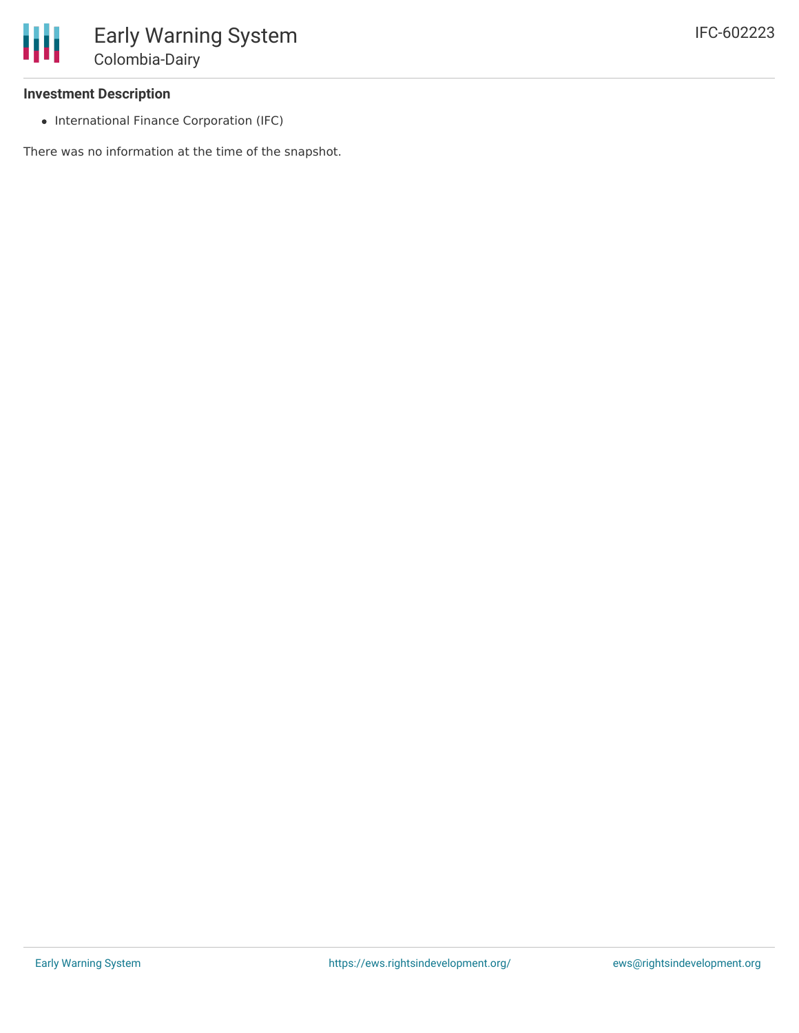## Investment Description

- International Finance Corporation (IFC)

There was no information at the time of the snapshot.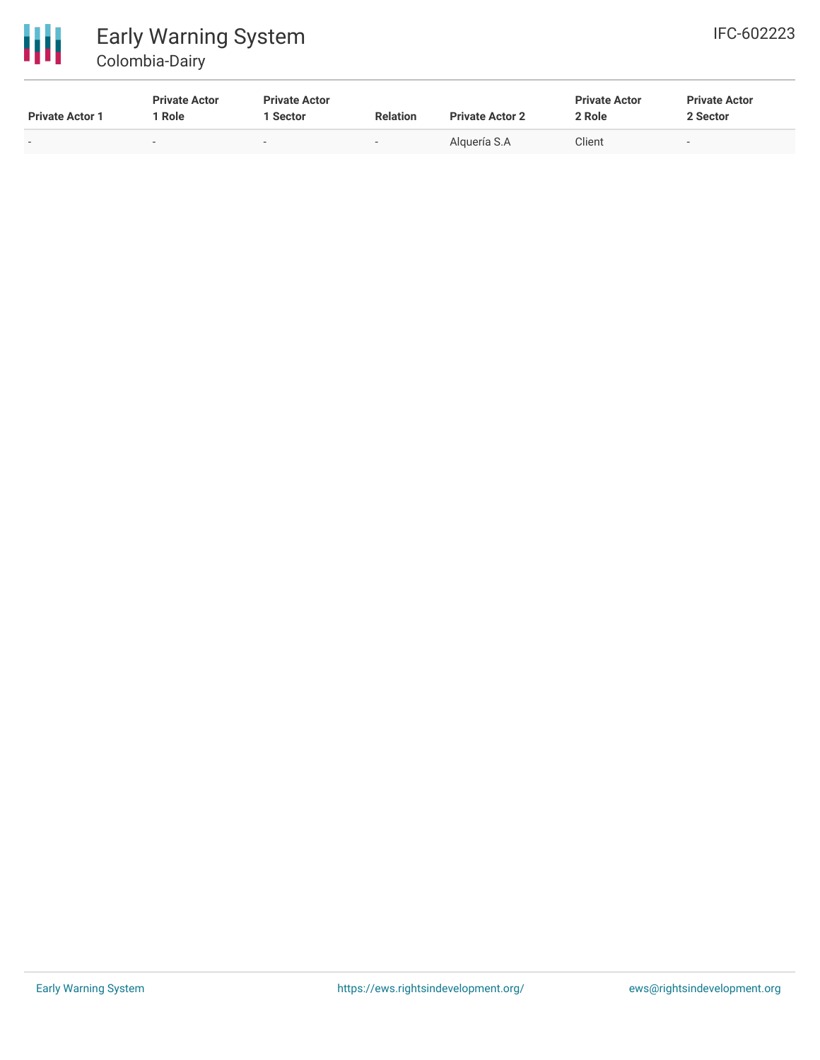| Private Actor 1 | Private Actor 1 Role | Private Actor 1 Sector | Relation | Private Actor 2 | Private Actor 2 Role | Private Actor 2 Sector |
|---|---|---|---|---|---|---|
| - | - | - | - | Alquería S.A | Client | - |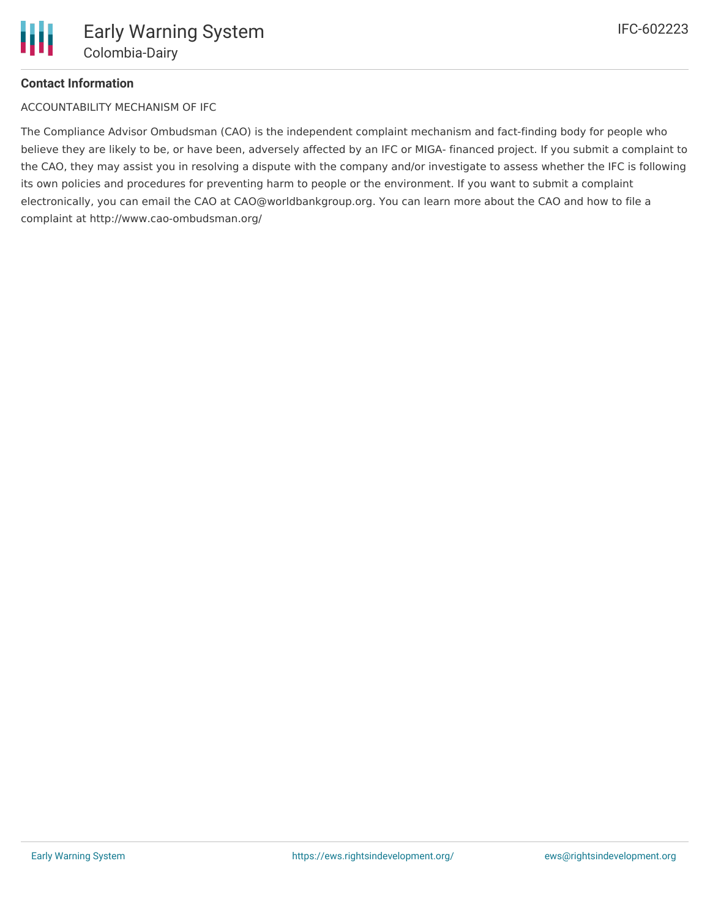**Contact Information**

ACCOUNTABILITY MECHANISM OF IFC

The Compliance Advisor Ombudsman (CAO) is the independent complaint mechanism and fact-finding body for people who believe they are likely to be, or have been, adversely affected by an IFC or MIGA- financed project. If you submit a complaint to the CAO, they may assist you in resolving a dispute with the company and/or investigate to assess whether the IFC is following its own policies and procedures for preventing harm to people or the environment. If you want to submit a complaint electronically, you can email the CAO at CAO@worldbankgroup.org. You can learn more about the CAO and how to file a complaint at http://www.cao-ombudsman.org/